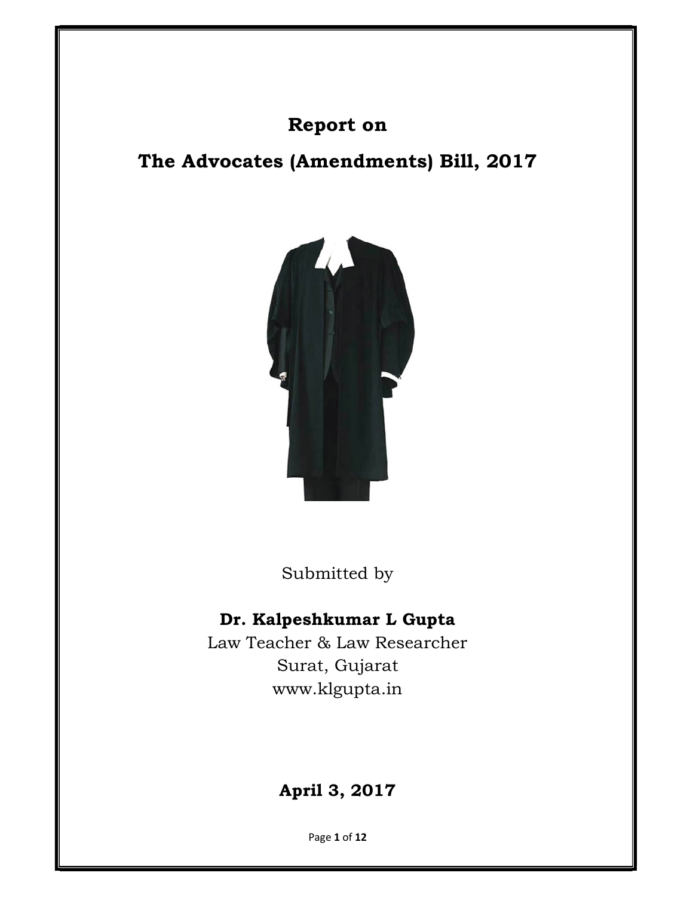# Report on

# The Advocates (Amendments) Bill, 2017

Submitted by

**Dr. Kalpeshkumar L Gupta**

Law Teacher & Law Researcher

Surat, Gujarat

www.klgupta.in

**April 3, 2017**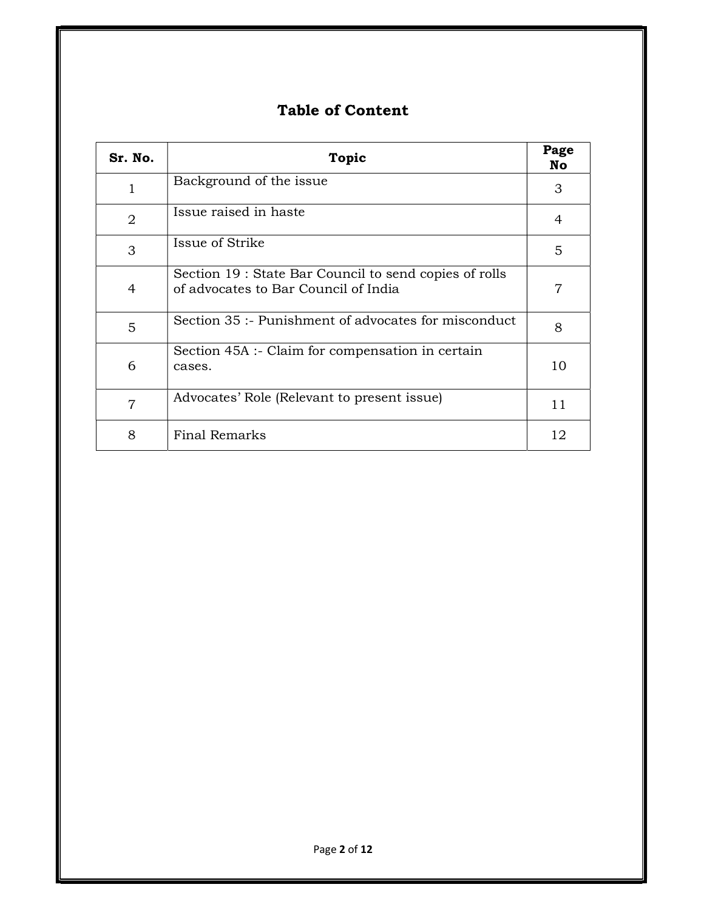## Table of Content

| **Sr. No.** | **Topic** | **Page No** |
|---|---|---|
| 1 | Background of the issue | 3 |
| 2 | Issue raised in haste | 4 |
| 3 | Issue of Strike | 5 |
| 4 | Section 19 : State Bar Council to send copies of rolls of advocates to Bar Council of India | 7 |
| 5 | Section 35 :- Punishment of advocates for misconduct | 8 |
| 6 | Section 45A :- Claim for compensation in certain cases. | 10 |
| 7 | Advocates' Role (Relevant to present issue) | 11 |
| 8 | Final Remarks | 12 |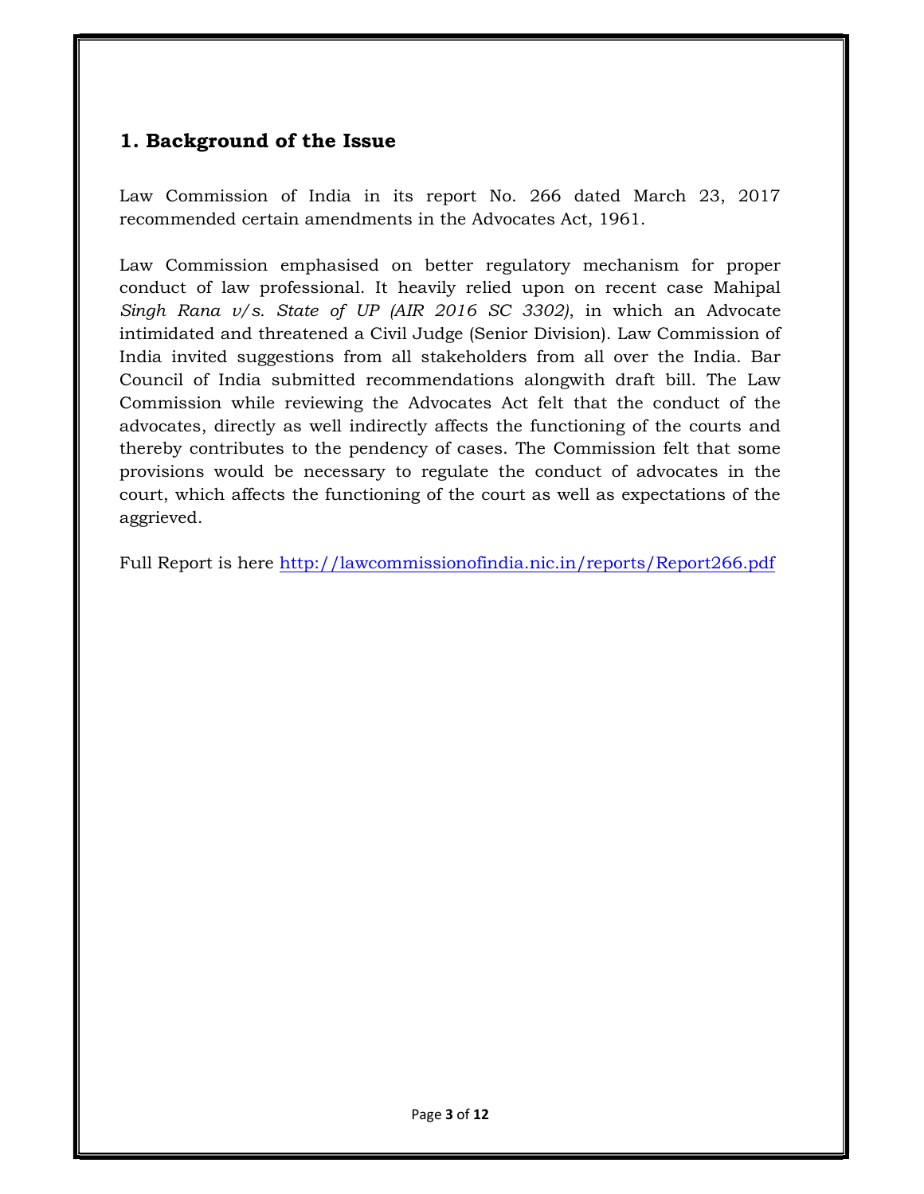## 1. Background of the Issue

Law Commission of India in its report No. 266 dated March 23, 2017 recommended certain amendments in the Advocates Act, 1961.

Law Commission emphasised on better regulatory mechanism for proper conduct of law professional. It heavily relied upon on recent case Mahipal *Singh Rana v/s. State of UP (AIR 2016 SC 3302)*, in which an Advocate intimidated and threatened a Civil Judge (Senior Division). Law Commission of India invited suggestions from all stakeholders from all over the India. Bar Council of India submitted recommendations alongwith draft bill. The Law Commission while reviewing the Advocates Act felt that the conduct of the advocates, directly as well indirectly affects the functioning of the courts and thereby contributes to the pendency of cases. The Commission felt that some provisions would be necessary to regulate the conduct of advocates in the court, which affects the functioning of the court as well as expectations of the aggrieved.

Full Report is here [http://lawcommissionofindia.nic.in/reports/Report266.pdf](http://lawcommissionofindia.nic.in/reports/Report266.pdf)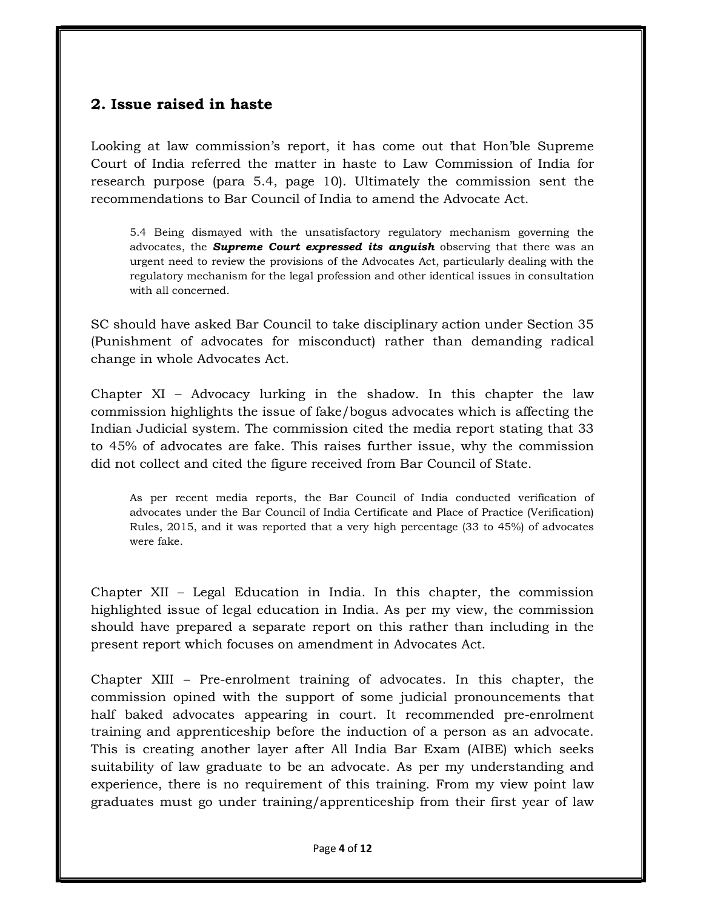## 2. Issue raised in haste

Looking at law commission's report, it has come out that Hon'ble Supreme Court of India referred the matter in haste to Law Commission of India for research purpose (para 5.4, page 10). Ultimately the commission sent the recommendations to Bar Council of India to amend the Advocate Act.

> 5.4 Being dismayed with the unsatisfactory regulatory mechanism governing the advocates, the ***Supreme Court expressed its anguish*** observing that there was an urgent need to review the provisions of the Advocates Act, particularly dealing with the regulatory mechanism for the legal profession and other identical issues in consultation with all concerned.

SC should have asked Bar Council to take disciplinary action under Section 35 (Punishment of advocates for misconduct) rather than demanding radical change in whole Advocates Act.

Chapter XI – Advocacy lurking in the shadow. In this chapter the law commission highlights the issue of fake/bogus advocates which is affecting the Indian Judicial system. The commission cited the media report stating that 33 to 45% of advocates are fake. This raises further issue, why the commission did not collect and cited the figure received from Bar Council of State.

> As per recent media reports, the Bar Council of India conducted verification of advocates under the Bar Council of India Certificate and Place of Practice (Verification) Rules, 2015, and it was reported that a very high percentage (33 to 45%) of advocates were fake.

Chapter XII – Legal Education in India. In this chapter, the commission highlighted issue of legal education in India. As per my view, the commission should have prepared a separate report on this rather than including in the present report which focuses on amendment in Advocates Act.

Chapter XIII – Pre-enrolment training of advocates. In this chapter, the commission opined with the support of some judicial pronouncements that half baked advocates appearing in court. It recommended pre-enrolment training and apprenticeship before the induction of a person as an advocate. This is creating another layer after All India Bar Exam (AIBE) which seeks suitability of law graduate to be an advocate. As per my understanding and experience, there is no requirement of this training. From my view point law graduates must go under training/apprenticeship from their first year of law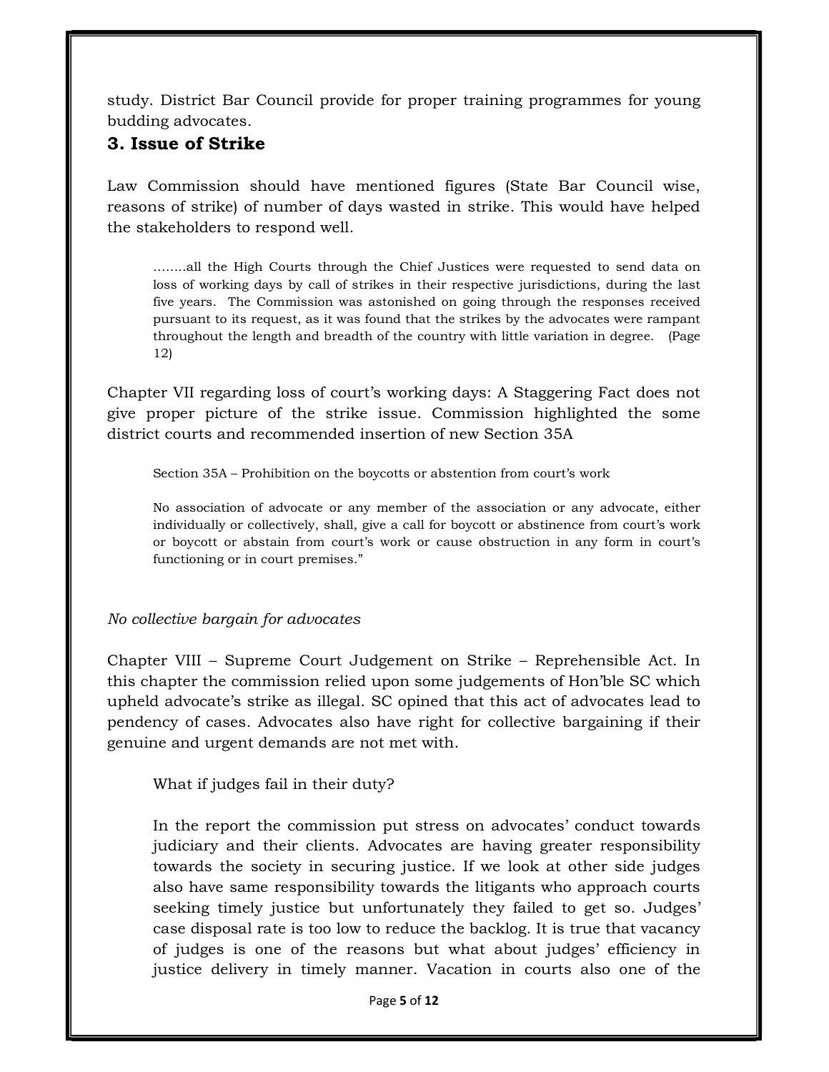study. District Bar Council provide for proper training programmes for young budding advocates.

## 3. Issue of Strike

Law Commission should have mentioned figures (State Bar Council wise, reasons of strike) of number of days wasted in strike. This would have helped the stakeholders to respond well.

> ……..all the High Courts through the Chief Justices were requested to send data on loss of working days by call of strikes in their respective jurisdictions, during the last five years. The Commission was astonished on going through the responses received pursuant to its request, as it was found that the strikes by the advocates were rampant throughout the length and breadth of the country with little variation in degree. (Page 12)

Chapter VII regarding loss of court's working days: A Staggering Fact does not give proper picture of the strike issue. Commission highlighted the some district courts and recommended insertion of new Section 35A

> Section 35A – Prohibition on the boycotts or abstention from court's work
>
> No association of advocate or any member of the association or any advocate, either individually or collectively, shall, give a call for boycott or abstinence from court's work or boycott or abstain from court's work or cause obstruction in any form in court's functioning or in court premises."

*No collective bargain for advocates*

Chapter VIII – Supreme Court Judgement on Strike – Reprehensible Act. In this chapter the commission relied upon some judgements of Hon'ble SC which upheld advocate's strike as illegal. SC opined that this act of advocates lead to pendency of cases. Advocates also have right for collective bargaining if their genuine and urgent demands are not met with.

> What if judges fail in their duty?
>
> In the report the commission put stress on advocates' conduct towards judiciary and their clients. Advocates are having greater responsibility towards the society in securing justice. If we look at other side judges also have same responsibility towards the litigants who approach courts seeking timely justice but unfortunately they failed to get so. Judges' case disposal rate is too low to reduce the backlog. It is true that vacancy of judges is one of the reasons but what about judges' efficiency in justice delivery in timely manner. Vacation in courts also one of the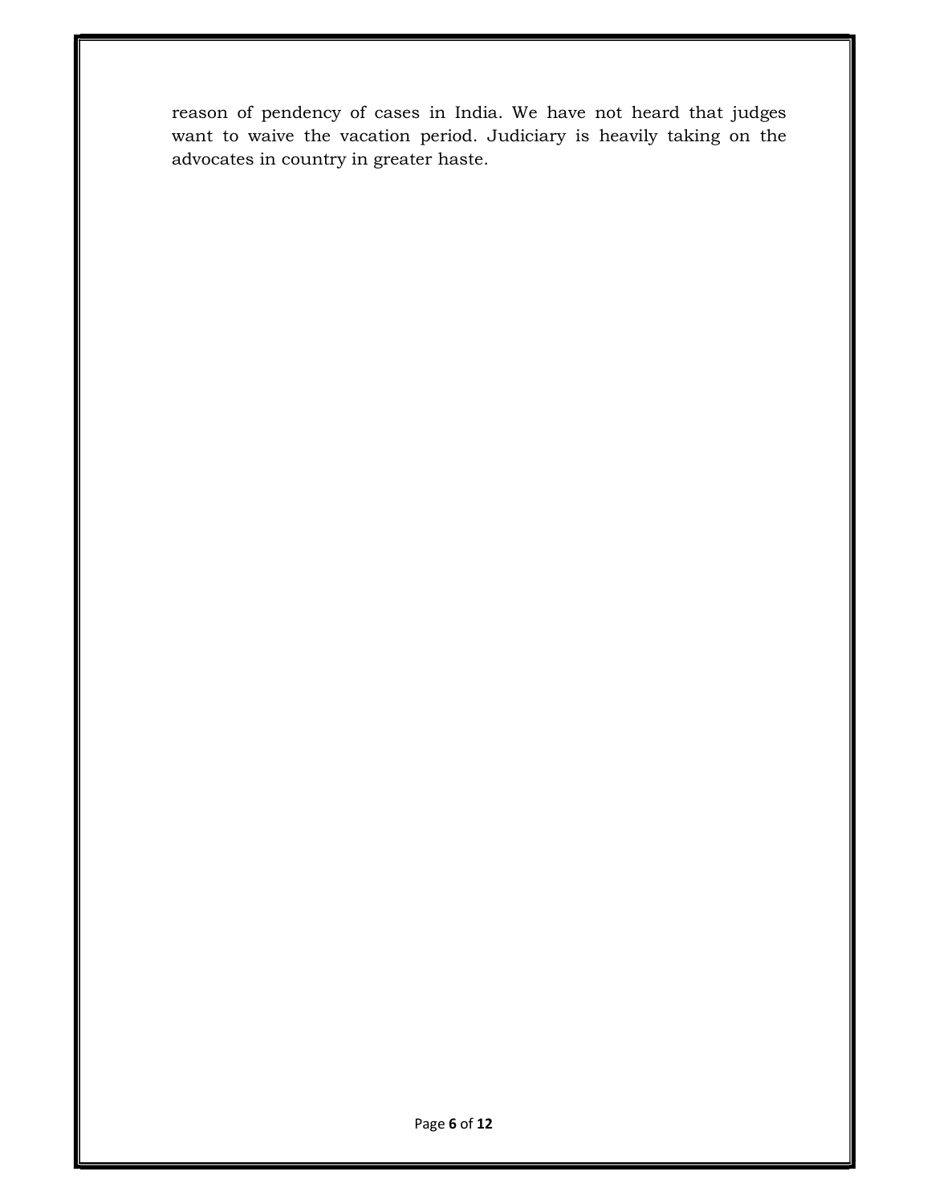reason of pendency of cases in India. We have not heard that judges want to waive the vacation period. Judiciary is heavily taking on the advocates in country in greater haste.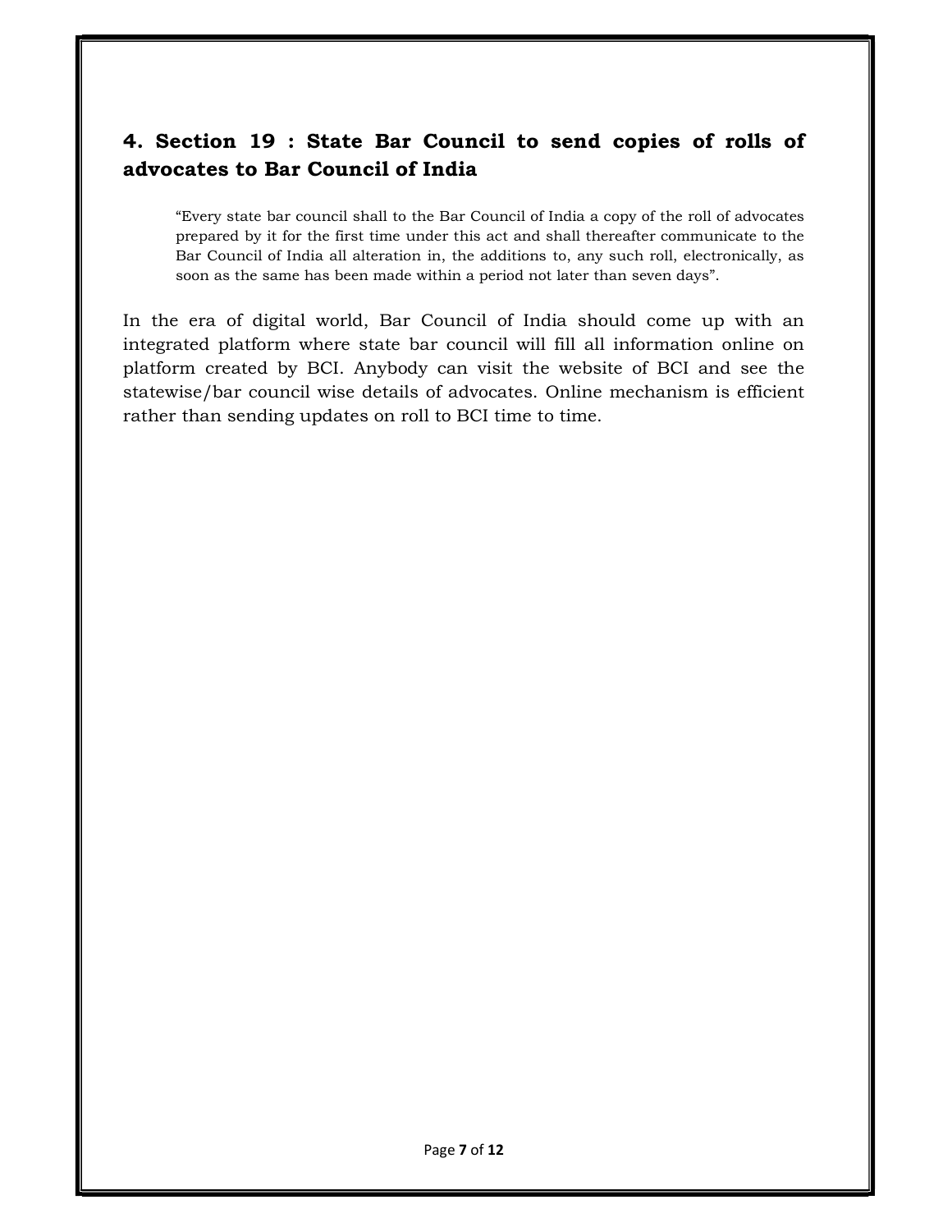## 4. Section 19 : State Bar Council to send copies of rolls of advocates to Bar Council of India

> "Every state bar council shall to the Bar Council of India a copy of the roll of advocates prepared by it for the first time under this act and shall thereafter communicate to the Bar Council of India all alteration in, the additions to, any such roll, electronically, as soon as the same has been made within a period not later than seven days".

In the era of digital world, Bar Council of India should come up with an integrated platform where state bar council will fill all information online on platform created by BCI. Anybody can visit the website of BCI and see the statewise/bar council wise details of advocates. Online mechanism is efficient rather than sending updates on roll to BCI time to time.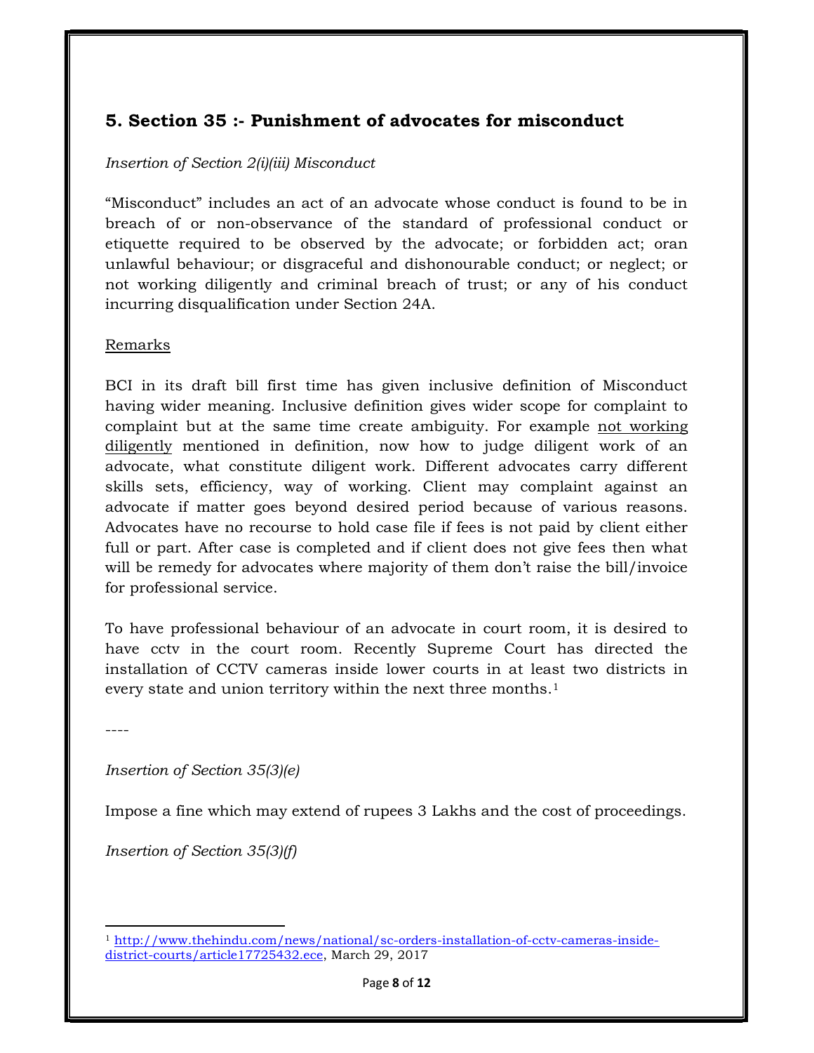## 5. Section 35 :- Punishment of advocates for misconduct

*Insertion of Section 2(i)(iii) Misconduct*

"Misconduct" includes an act of an advocate whose conduct is found to be in breach of or non-observance of the standard of professional conduct or etiquette required to be observed by the advocate; or forbidden act; oran unlawful behaviour; or disgraceful and dishonourable conduct; or neglect; or not working diligently and criminal breach of trust; or any of his conduct incurring disqualification under Section 24A.

Remarks

BCI in its draft bill first time has given inclusive definition of Misconduct having wider meaning. Inclusive definition gives wider scope for complaint to complaint but at the same time create ambiguity. For example not working diligently mentioned in definition, now how to judge diligent work of an advocate, what constitute diligent work. Different advocates carry different skills sets, efficiency, way of working. Client may complaint against an advocate if matter goes beyond desired period because of various reasons. Advocates have no recourse to hold case file if fees is not paid by client either full or part. After case is completed and if client does not give fees then what will be remedy for advocates where majority of them don't raise the bill/invoice for professional service.

To have professional behaviour of an advocate in court room, it is desired to have cctv in the court room. Recently Supreme Court has directed the installation of CCTV cameras inside lower courts in at least two districts in every state and union territory within the next three months.[1]

----

*Insertion of Section 35(3)(e)*

Impose a fine which may extend of rupees 3 Lakhs and the cost of proceedings.

*Insertion of Section 35(3)(f)*

[1] http://www.thehindu.com/news/national/sc-orders-installation-of-cctv-cameras-inside-district-courts/article17725432.ece, March 29, 2017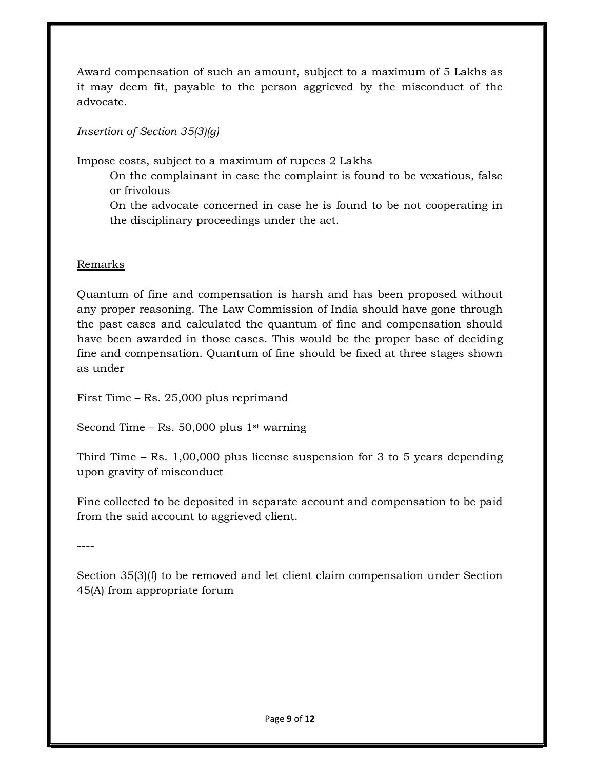Award compensation of such an amount, subject to a maximum of 5 Lakhs as it may deem fit, payable to the person aggrieved by the misconduct of the advocate.

*Insertion of Section 35(3)(g)*

Impose costs, subject to a maximum of rupees 2 Lakhs

> On the complainant in case the complaint is found to be vexatious, false or frivolous
>
> On the advocate concerned in case he is found to be not cooperating in the disciplinary proceedings under the act.

Remarks

Quantum of fine and compensation is harsh and has been proposed without any proper reasoning. The Law Commission of India should have gone through the past cases and calculated the quantum of fine and compensation should have been awarded in those cases. This would be the proper base of deciding fine and compensation. Quantum of fine should be fixed at three stages shown as under

First Time – Rs. 25,000 plus reprimand

Second Time – Rs. 50,000 plus 1st warning

Third Time – Rs. 1,00,000 plus license suspension for 3 to 5 years depending upon gravity of misconduct

Fine collected to be deposited in separate account and compensation to be paid from the said account to aggrieved client.

----

Section 35(3)(f) to be removed and let client claim compensation under Section 45(A) from appropriate forum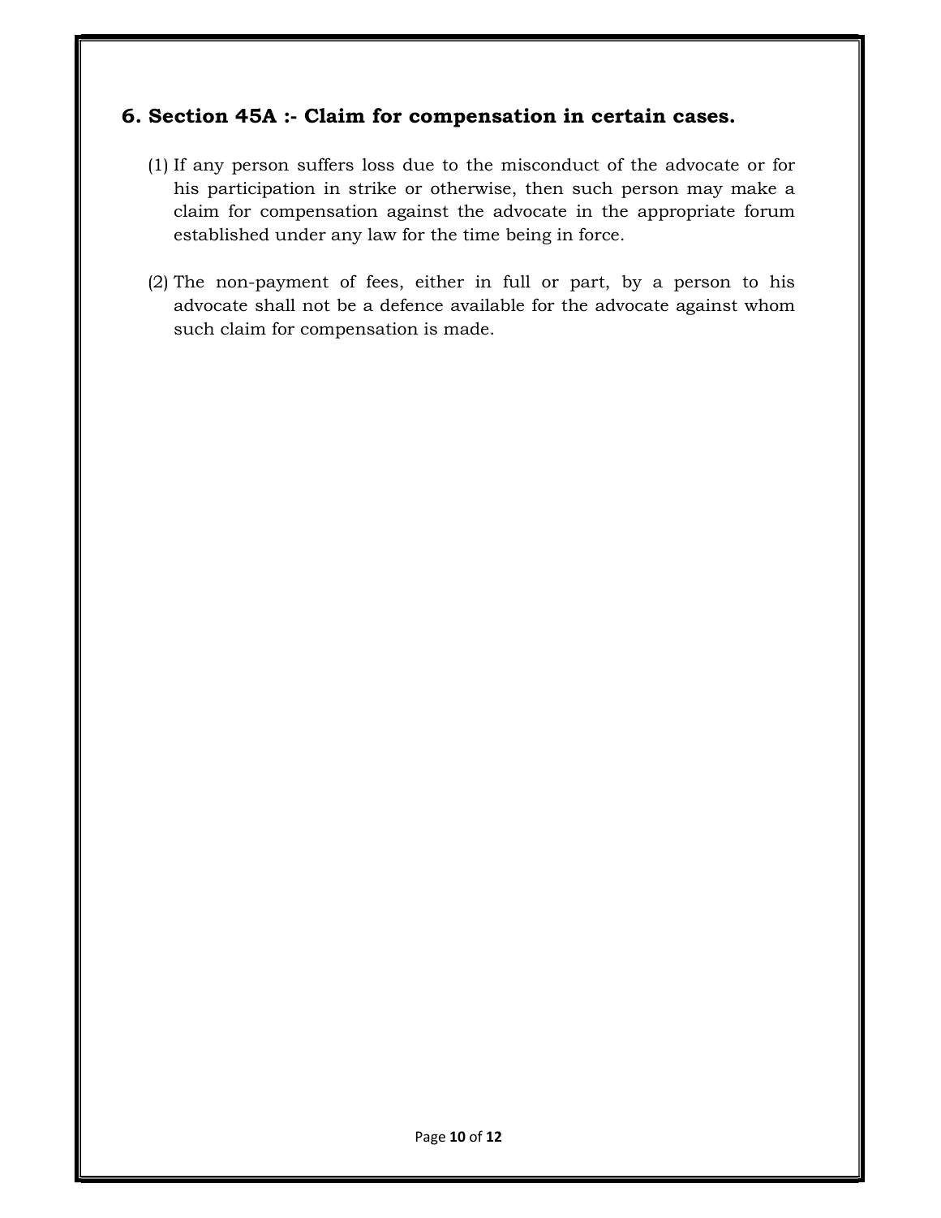## 6. Section 45A :- Claim for compensation in certain cases.

(1) If any person suffers loss due to the misconduct of the advocate or for his participation in strike or otherwise, then such person may make a claim for compensation against the advocate in the appropriate forum established under any law for the time being in force.

(2) The non-payment of fees, either in full or part, by a person to his advocate shall not be a defence available for the advocate against whom such claim for compensation is made.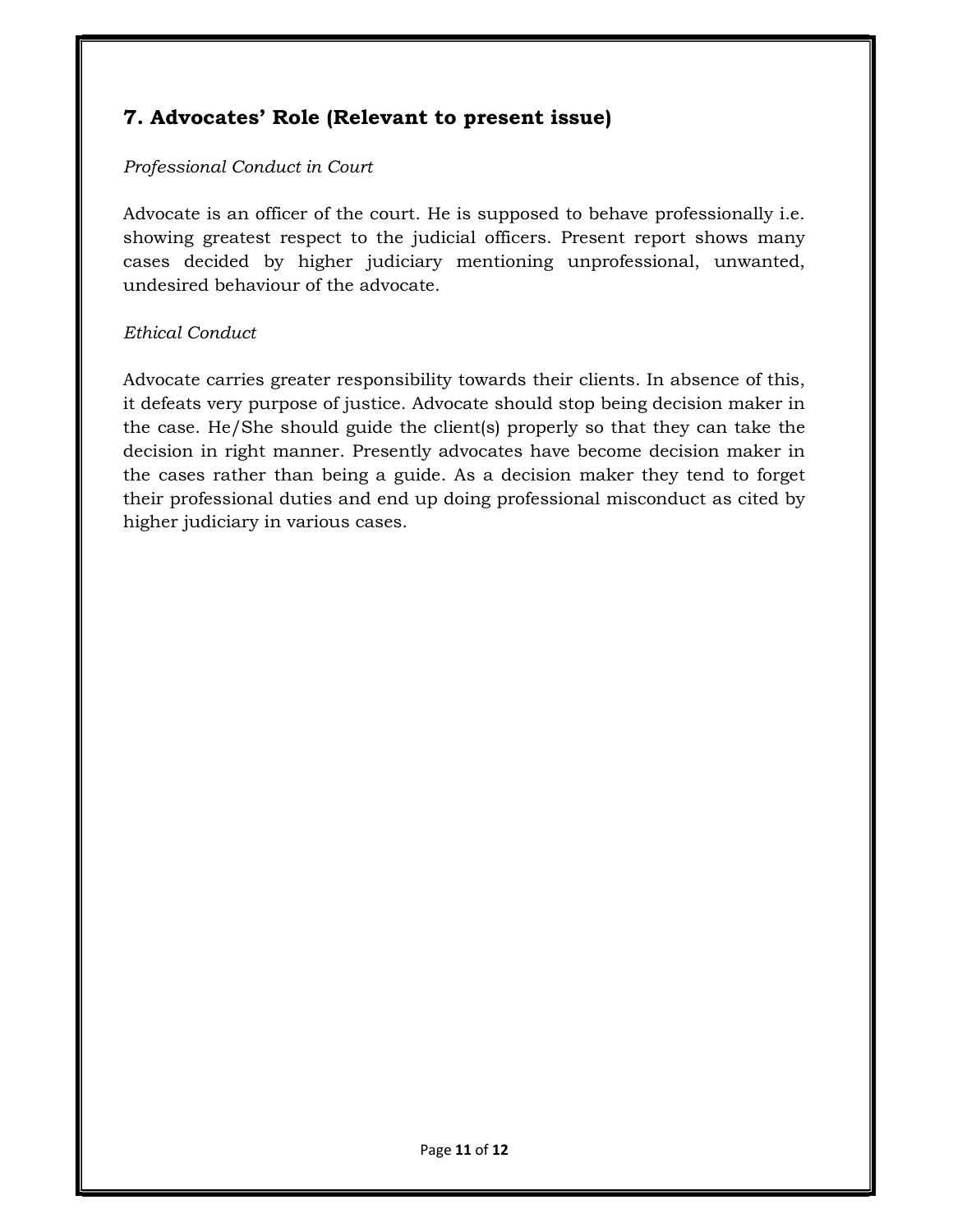## 7. Advocates' Role (Relevant to present issue)

*Professional Conduct in Court*

Advocate is an officer of the court. He is supposed to behave professionally i.e. showing greatest respect to the judicial officers. Present report shows many cases decided by higher judiciary mentioning unprofessional, unwanted, undesired behaviour of the advocate.

*Ethical Conduct*

Advocate carries greater responsibility towards their clients. In absence of this, it defeats very purpose of justice. Advocate should stop being decision maker in the case. He/She should guide the client(s) properly so that they can take the decision in right manner. Presently advocates have become decision maker in the cases rather than being a guide. As a decision maker they tend to forget their professional duties and end up doing professional misconduct as cited by higher judiciary in various cases.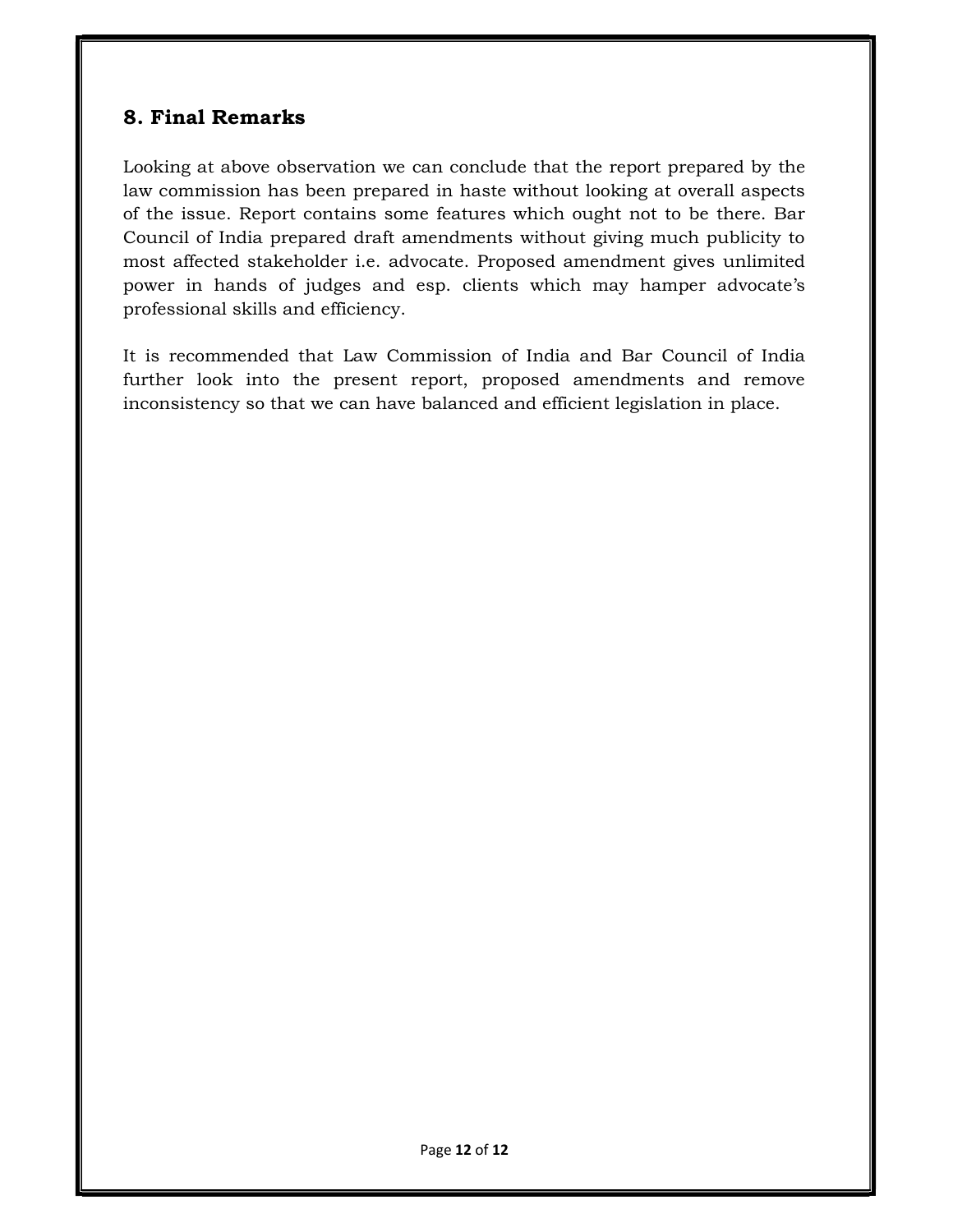## 8. Final Remarks

Looking at above observation we can conclude that the report prepared by the law commission has been prepared in haste without looking at overall aspects of the issue. Report contains some features which ought not to be there. Bar Council of India prepared draft amendments without giving much publicity to most affected stakeholder i.e. advocate. Proposed amendment gives unlimited power in hands of judges and esp. clients which may hamper advocate's professional skills and efficiency.

It is recommended that Law Commission of India and Bar Council of India further look into the present report, proposed amendments and remove inconsistency so that we can have balanced and efficient legislation in place.